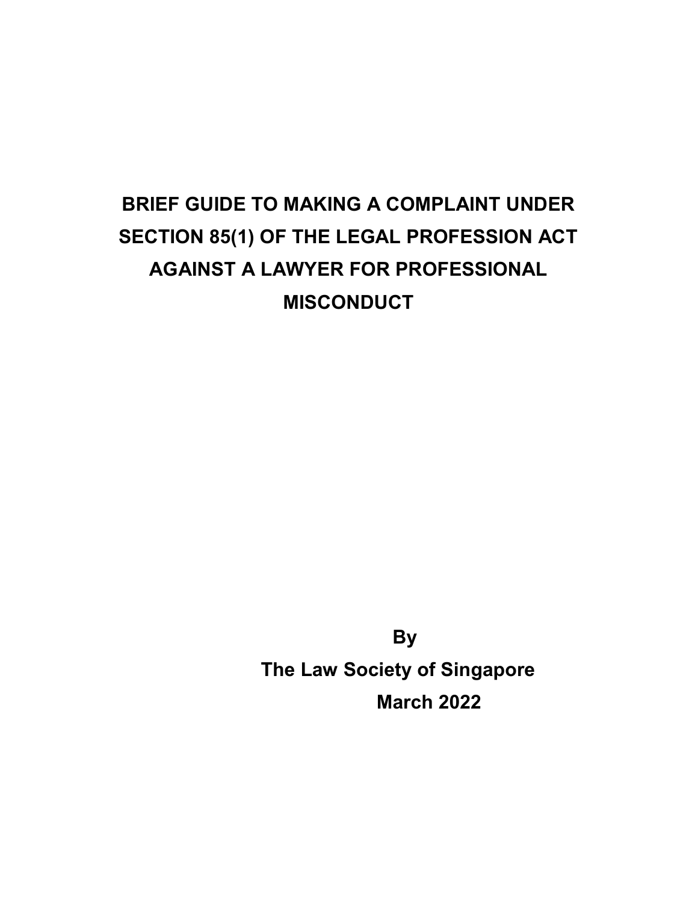# BRIEF GUIDE TO MAKING A COMPLAINT UNDER SECTION 85(1) OF THE LEGAL PROFESSION ACT AGAINST A LAWYER FOR PROFESSIONAL MISCONDUCT

**By**

**The Law Society of Singapore**

**March 2022**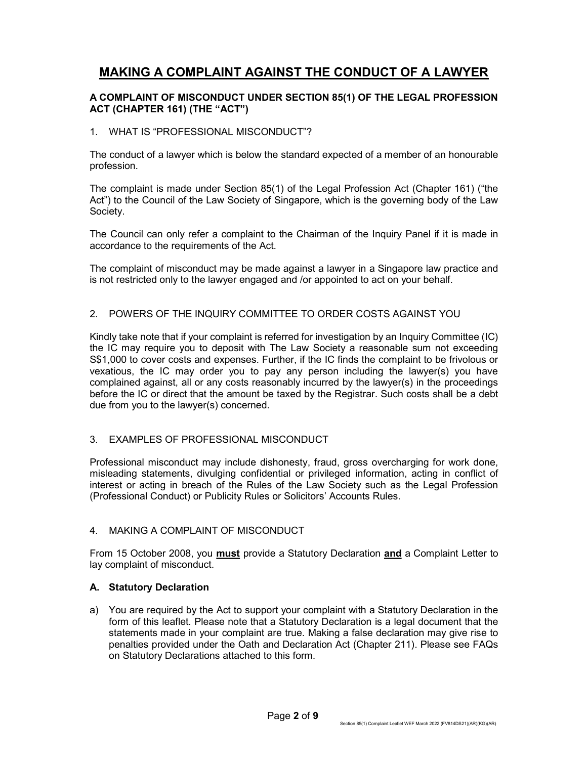# MAKING A COMPLAINT AGAINST THE CONDUCT OF A LAWYER

### A COMPLAINT OF MISCONDUCT UNDER SECTION 85(1) OF THE LEGAL PROFESSION ACT (CHAPTER 161) (THE "ACT")

1. WHAT IS "PROFESSIONAL MISCONDUCT"?

The conduct of a lawyer which is below the standard expected of a member of an honourable profession.

The complaint is made under Section 85(1) of the Legal Profession Act (Chapter 161) ("the Act") to the Council of the Law Society of Singapore, which is the governing body of the Law Society.

The Council can only refer a complaint to the Chairman of the Inquiry Panel if it is made in accordance to the requirements of the Act.

The complaint of misconduct may be made against a lawyer in a Singapore law practice and is not restricted only to the lawyer engaged and /or appointed to act on your behalf.

2. POWERS OF THE INQUIRY COMMITTEE TO ORDER COSTS AGAINST YOU

Kindly take note that if your complaint is referred for investigation by an Inquiry Committee (IC) the IC may require you to deposit with The Law Society a reasonable sum not exceeding S$1,000 to cover costs and expenses. Further, if the IC finds the complaint to be frivolous or vexatious, the IC may order you to pay any person including the lawyer(s) you have complained against, all or any costs reasonably incurred by the lawyer(s) in the proceedings before the IC or direct that the amount be taxed by the Registrar. Such costs shall be a debt due from you to the lawyer(s) concerned.

3. EXAMPLES OF PROFESSIONAL MISCONDUCT

Professional misconduct may include dishonesty, fraud, gross overcharging for work done, misleading statements, divulging confidential or privileged information, acting in conflict of interest or acting in breach of the Rules of the Law Society such as the Legal Profession (Professional Conduct) or Publicity Rules or Solicitors' Accounts Rules.

4. MAKING A COMPLAINT OF MISCONDUCT

From 15 October 2008, you **must** provide a Statutory Declaration **and** a Complaint Letter to lay complaint of misconduct.

**A. Statutory Declaration**

a) You are required by the Act to support your complaint with a Statutory Declaration in the form of this leaflet. Please note that a Statutory Declaration is a legal document that the statements made in your complaint are true. Making a false declaration may give rise to penalties provided under the Oath and Declaration Act (Chapter 211). Please see FAQs on Statutory Declarations attached to this form.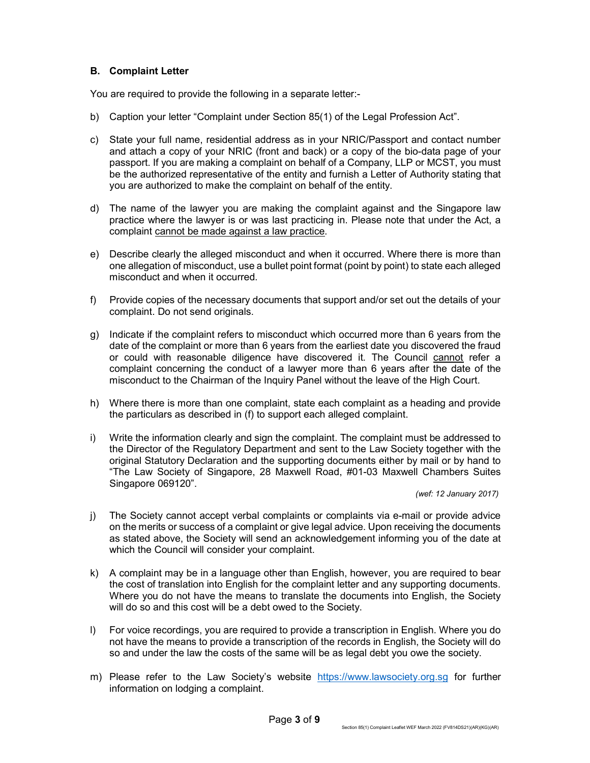### B. Complaint Letter

You are required to provide the following in a separate letter:-

b) Caption your letter "Complaint under Section 85(1) of the Legal Profession Act".

c) State your full name, residential address as in your NRIC/Passport and contact number and attach a copy of your NRIC (front and back) or a copy of the bio-data page of your passport. If you are making a complaint on behalf of a Company, LLP or MCST, you must be the authorized representative of the entity and furnish a Letter of Authority stating that you are authorized to make the complaint on behalf of the entity.

d) The name of the lawyer you are making the complaint against and the Singapore law practice where the lawyer is or was last practicing in. Please note that under the Act, a complaint <u>cannot be made against a law practice</u>.

e) Describe clearly the alleged misconduct and when it occurred. Where there is more than one allegation of misconduct, use a bullet point format (point by point) to state each alleged misconduct and when it occurred.

f) Provide copies of the necessary documents that support and/or set out the details of your complaint. Do not send originals.

g) Indicate if the complaint refers to misconduct which occurred more than 6 years from the date of the complaint or more than 6 years from the earliest date you discovered the fraud or could with reasonable diligence have discovered it. The Council <u>cannot</u> refer a complaint concerning the conduct of a lawyer more than 6 years after the date of the misconduct to the Chairman of the Inquiry Panel without the leave of the High Court.

h) Where there is more than one complaint, state each complaint as a heading and provide the particulars as described in (f) to support each alleged complaint.

i) Write the information clearly and sign the complaint. The complaint must be addressed to the Director of the Regulatory Department and sent to the Law Society together with the original Statutory Declaration and the supporting documents either by mail or by hand to "The Law Society of Singapore, 28 Maxwell Road, #01-03 Maxwell Chambers Suites Singapore 069120".

*(wef: 12 January 2017)*

j) The Society cannot accept verbal complaints or complaints via e-mail or provide advice on the merits or success of a complaint or give legal advice. Upon receiving the documents as stated above, the Society will send an acknowledgement informing you of the date at which the Council will consider your complaint.

k) A complaint may be in a language other than English, however, you are required to bear the cost of translation into English for the complaint letter and any supporting documents. Where you do not have the means to translate the documents into English, the Society will do so and this cost will be a debt owed to the Society.

l) For voice recordings, you are required to provide a transcription in English. Where you do not have the means to provide a transcription of the records in English, the Society will do so and under the law the costs of the same will be as legal debt you owe the society.

m) Please refer to the Law Society's website [https://www.lawsociety.org.sg](https://www.lawsociety.org.sg) for further information on lodging a complaint.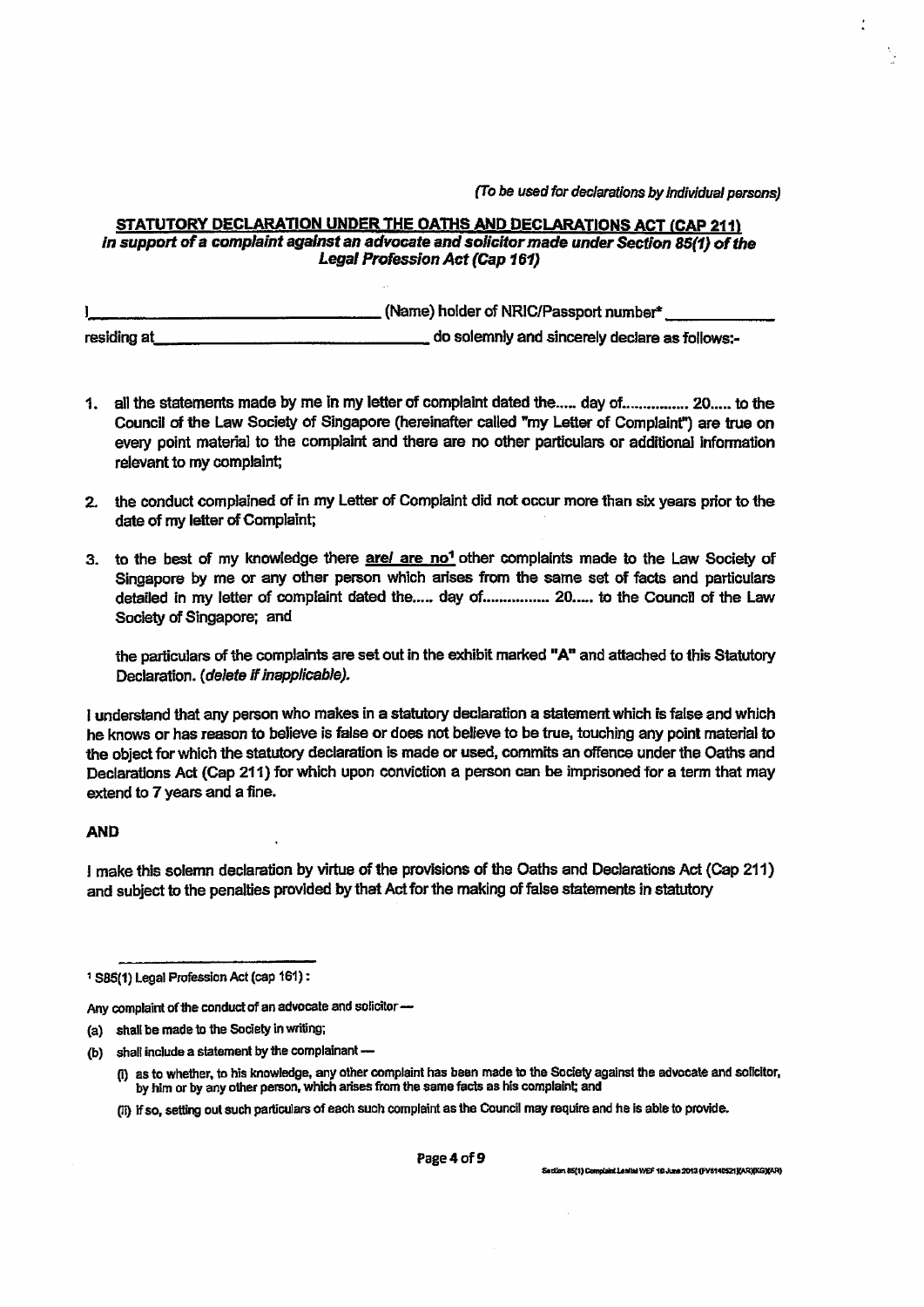*(To be used for declarations by individual persons)*

**STATUTORY DECLARATION UNDER THE OATHS AND DECLARATIONS ACT (CAP 211)**
***In support of a complaint against an advocate and solicitor made under Section 85(1) of the Legal Profession Act (Cap 161)***

I\_\_\_\_\_\_\_\_\_\_\_\_\_\_\_\_\_\_\_\_\_\_\_\_\_\_\_\_\_\_\_\_ (Name) holder of NRIC/Passport number* \_\_\_\_\_\_\_\_\_\_\_\_

residing at\_\_\_\_\_\_\_\_\_\_\_\_\_\_\_\_\_\_\_\_\_\_\_\_\_\_\_\_\_\_ do solemnly and sincerely declare as follows:-

1. all the statements made by me in my letter of complaint dated the..... day of............... 20..... to the Council of the Law Society of Singapore (hereinafter called "my Letter of Complaint") are true on every point material to the complaint and there are no other particulars or additional information relevant to my complaint;

2. the conduct complained of in my Letter of Complaint did not occur more than six years prior to the date of my letter of Complaint;

3. to the best of my knowledge there <u>**are/ are no**</u>[1] other complaints made to the Law Society of Singapore by me or any other person which arises from the same set of facts and particulars detailed in my letter of complaint dated the..... day of................ 20..... to the Council of the Law Society of Singapore; and

   the particulars of the complaints are set out in the exhibit marked "A" and attached to this Statutory Declaration. *(delete if inapplicable).*

I understand that any person who makes in a statutory declaration a statement which is false and which he knows or has reason to believe is false or does not believe to be true, touching any point material to the object for which the statutory declaration is made or used, commits an offence under the Oaths and Declarations Act (Cap 211) for which upon conviction a person can be imprisoned for a term that may extend to 7 years and a fine.

**AND**

I make this solemn declaration by virtue of the provisions of the Oaths and Declarations Act (Cap 211) and subject to the penalties provided by that Act for the making of false statements in statutory

---

[1] S85(1) Legal Profession Act (cap 161):

Any complaint of the conduct of an advocate and solicitor —

(a) shall be made to the Society in writing;

(b) shall include a statement by the complainant —

   (i) as to whether, to his knowledge, any other complaint has been made to the Society against the advocate and solicitor, by him or by any other person, which arises from the same facts as his complaint; and

   (ii) if so, setting out such particulars of each such complaint as the Council may require and he is able to provide.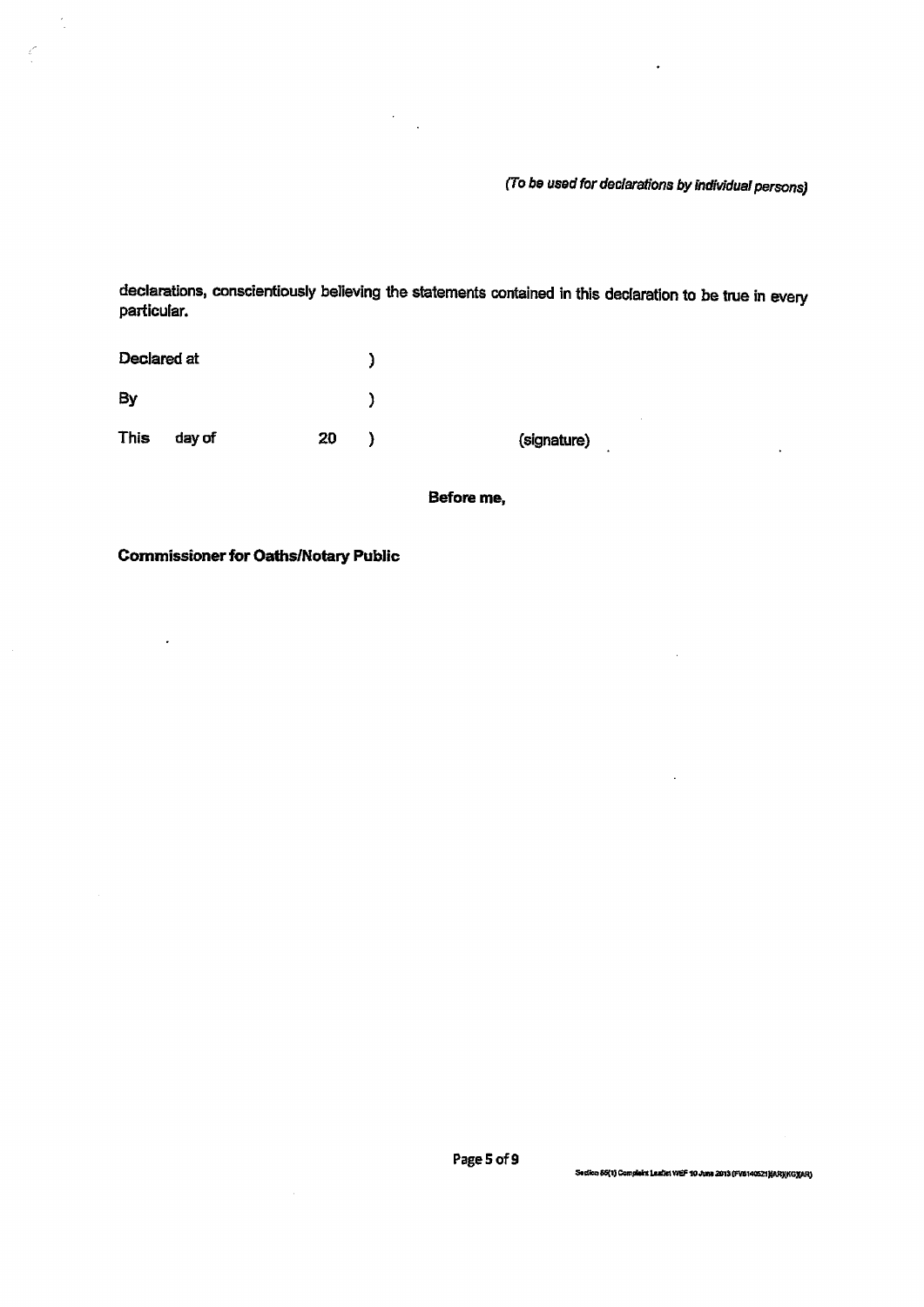*(To be used for declarations by individual persons)*

declarations, conscientiously believing the statements contained in this declaration to be true in every particular.

Declared at )

By )

This day of 20 ) (signature)

**Before me,**

**Commissioner for Oaths/Notary Public**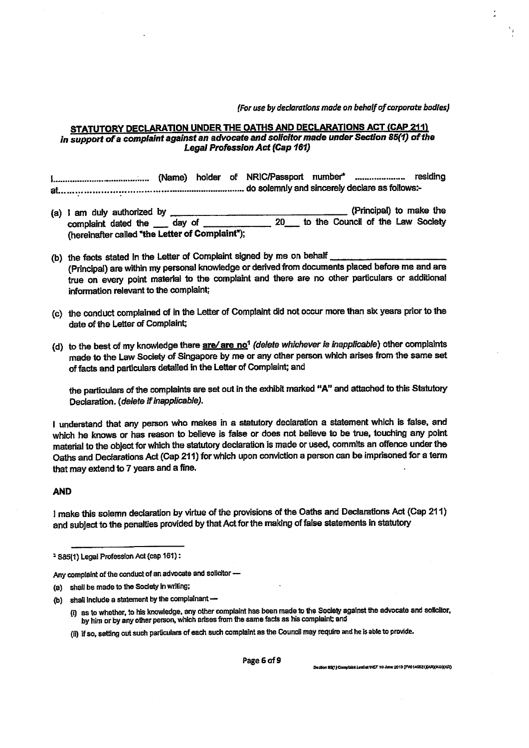*(For use by declarations made on behalf of corporate bodies)*

## STATUTORY DECLARATION UNDER THE OATHS AND DECLARATIONS ACT (CAP 211)

***in support of a complaint against an advocate and solicitor made under Section 85(1) of the Legal Profession Act (Cap 161)***

I.................................. (Name) holder of NRIC/Passport number* .................... residing at.................................................................. do solemnly and sincerely declare as follows:-

(a) I am duly authorized by ______________________________ (Principal) to make the complaint dated the ___ day of ____________ 20___ to the Council of the Law Society (hereinafter called "the Letter of Complaint");

(b) the facts stated in the Letter of Complaint signed by me on behalf ____________________ (Principal) are within my personal knowledge or derived from documents placed before me and are true on every point material to the complaint and there are no other particulars or additional information relevant to the complaint;

(c) the conduct complained of in the Letter of Complaint did not occur more than six years prior to the date of the Letter of Complaint;

(d) to the best of my knowledge there **are/ are no**[1] *(delete whichever is inapplicable)* other complaints made to the Law Society of Singapore by me or any other person which arises from the same set of facts and particulars detailed in the Letter of Complaint; and

the particulars of the complaints are set out in the exhibit marked "A" and attached to this Statutory Declaration. *(delete if inapplicable).*

I understand that any person who makes in a statutory declaration a statement which is false, and which he knows or has reason to believe is false or does not believe to be true, touching any point material to the object for which the statutory declaration is made or used, commits an offence under the Oaths and Declarations Act (Cap 211) for which upon conviction a person can be imprisoned for a term that may extend to 7 years and a fine.

**AND**

I make this solemn declaration by virtue of the provisions of the Oaths and Declarations Act (Cap 211) and subject to the penalties provided by that Act for the making of false statements in statutory

---

[1] S85(1) Legal Profession Act (cap 161) :

Any complaint of the conduct of an advocate and solicitor —

(a) shall be made to the Society in writing;

(b) shall include a statement by the complainant —

(i) as to whether, to his knowledge, any other complaint has been made to the Society against the advocate and solicitor, by him or by any other person, which arises from the same facts as his complaint; and

(ii) if so, setting out such particulars of each such complaint as the Council may require and he is able to provide.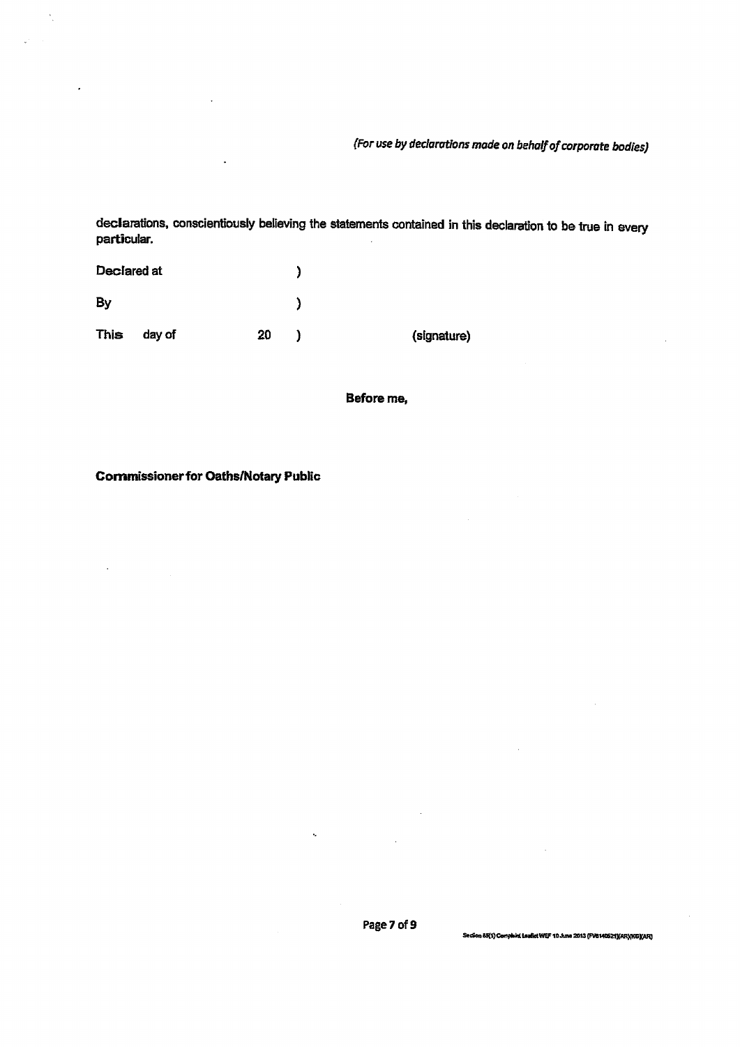*(For use by declarations made on behalf of corporate bodies)*

declarations, conscientiously believing the statements contained in this declaration to be true in every particular.

Declared at )

By )

This day of 20 ) (signature)

**Before me,**

**Commissioner for Oaths/Notary Public**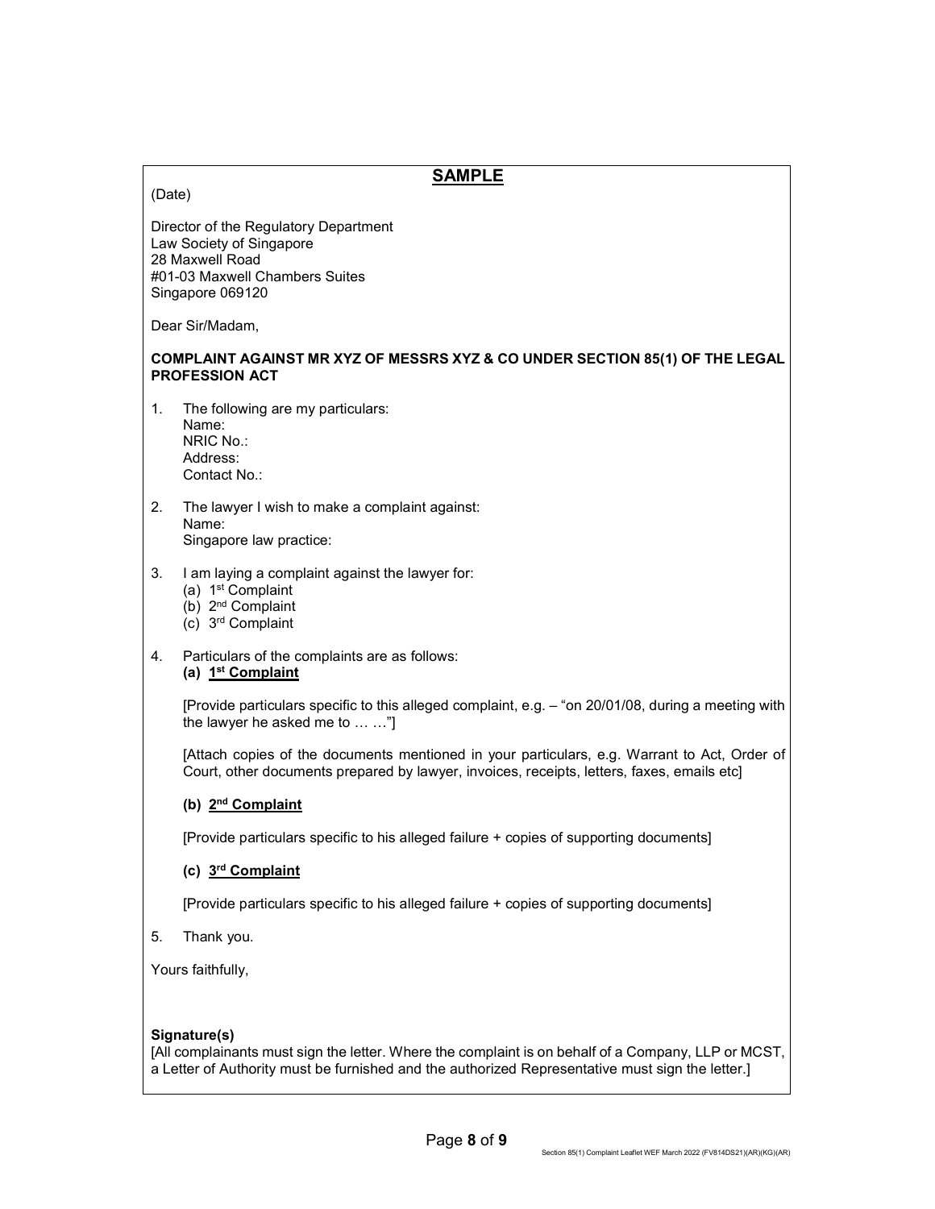## SAMPLE

(Date)

Director of the Regulatory Department
Law Society of Singapore
28 Maxwell Road
#01-03 Maxwell Chambers Suites
Singapore 069120

Dear Sir/Madam,

**COMPLAINT AGAINST MR XYZ OF MESSRS XYZ & CO UNDER SECTION 85(1) OF THE LEGAL PROFESSION ACT**

1. The following are my particulars:
   Name:
   NRIC No.:
   Address:
   Contact No.:

2. The lawyer I wish to make a complaint against:
   Name:
   Singapore law practice:

3. I am laying a complaint against the lawyer for:
   (a) 1st Complaint
   (b) 2nd Complaint
   (c) 3rd Complaint

4. Particulars of the complaints are as follows:

   **(a) 1st Complaint**

   [Provide particulars specific to this alleged complaint, e.g. – "on 20/01/08, during a meeting with the lawyer he asked me to … …"]

   [Attach copies of the documents mentioned in your particulars, e.g. Warrant to Act, Order of Court, other documents prepared by lawyer, invoices, receipts, letters, faxes, emails etc]

   **(b) 2nd Complaint**

   [Provide particulars specific to his alleged failure + copies of supporting documents]

   **(c) 3rd Complaint**

   [Provide particulars specific to his alleged failure + copies of supporting documents]

5. Thank you.

Yours faithfully,

**Signature(s)**
[All complainants must sign the letter. Where the complaint is on behalf of a Company, LLP or MCST, a Letter of Authority must be furnished and the authorized Representative must sign the letter.]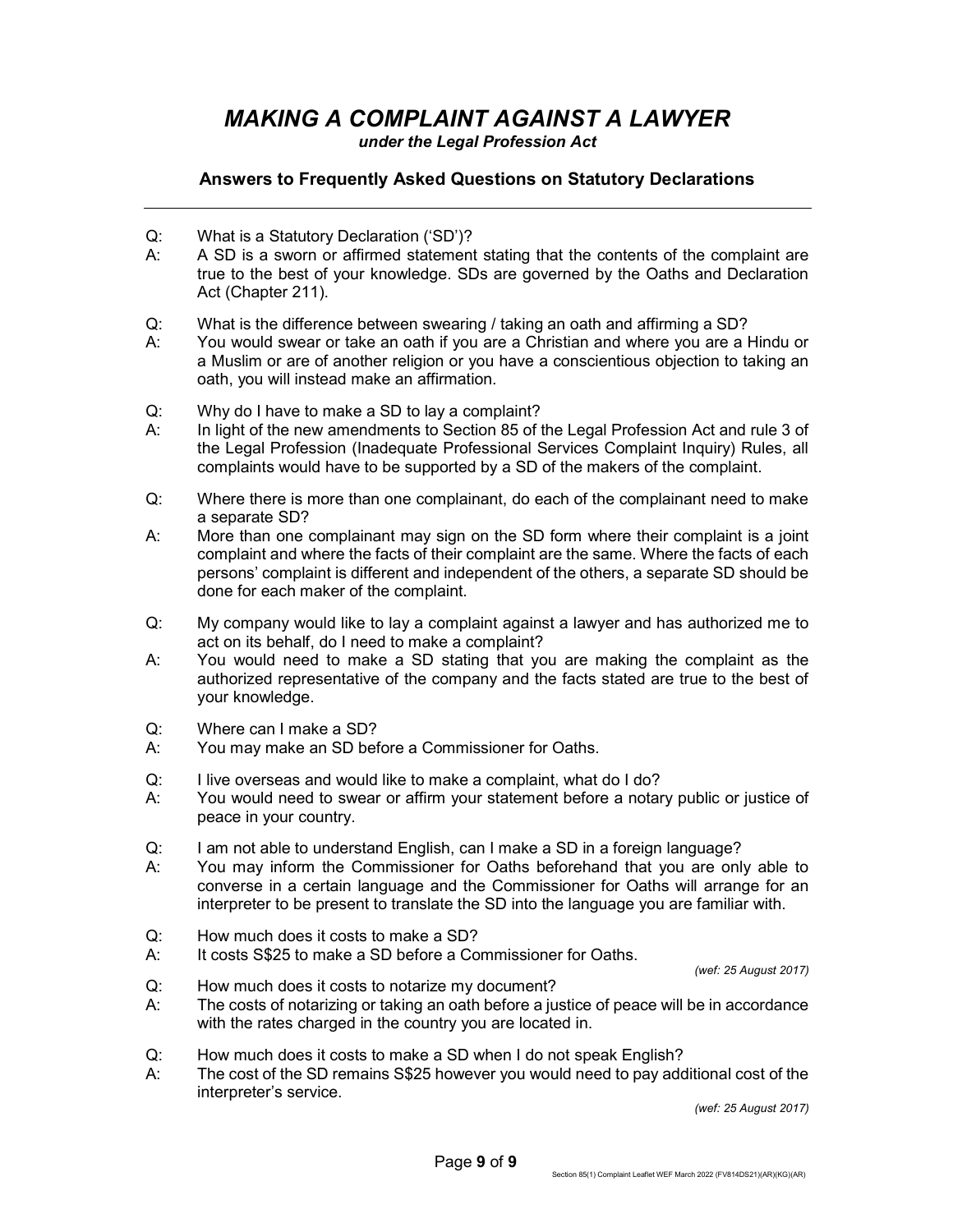# *MAKING A COMPLAINT AGAINST A LAWYER*

***under the Legal Profession Act***

### Answers to Frequently Asked Questions on Statutory Declarations

---

Q: What is a Statutory Declaration ('SD')?
A: A SD is a sworn or affirmed statement stating that the contents of the complaint are true to the best of your knowledge. SDs are governed by the Oaths and Declaration Act (Chapter 211).

Q: What is the difference between swearing / taking an oath and affirming a SD?
A: You would swear or take an oath if you are a Christian and where you are a Hindu or a Muslim or are of another religion or you have a conscientious objection to taking an oath, you will instead make an affirmation.

Q: Why do I have to make a SD to lay a complaint?
A: In light of the new amendments to Section 85 of the Legal Profession Act and rule 3 of the Legal Profession (Inadequate Professional Services Complaint Inquiry) Rules, all complaints would have to be supported by a SD of the makers of the complaint.

Q: Where there is more than one complainant, do each of the complainant need to make a separate SD?
A: More than one complainant may sign on the SD form where their complaint is a joint complaint and where the facts of their complaint are the same. Where the facts of each persons' complaint is different and independent of the others, a separate SD should be done for each maker of the complaint.

Q: My company would like to lay a complaint against a lawyer and has authorized me to act on its behalf, do I need to make a complaint?
A: You would need to make a SD stating that you are making the complaint as the authorized representative of the company and the facts stated are true to the best of your knowledge.

Q: Where can I make a SD?
A: You may make an SD before a Commissioner for Oaths.

Q: I live overseas and would like to make a complaint, what do I do?
A: You would need to swear or affirm your statement before a notary public or justice of peace in your country.

Q: I am not able to understand English, can I make a SD in a foreign language?
A: You may inform the Commissioner for Oaths beforehand that you are only able to converse in a certain language and the Commissioner for Oaths will arrange for an interpreter to be present to translate the SD into the language you are familiar with.

Q: How much does it costs to make a SD?
A: It costs S$25 to make a SD before a Commissioner for Oaths.

*(wef: 25 August 2017)*

Q: How much does it costs to notarize my document?
A: The costs of notarizing or taking an oath before a justice of peace will be in accordance with the rates charged in the country you are located in.

Q: How much does it costs to make a SD when I do not speak English?
A: The cost of the SD remains S$25 however you would need to pay additional cost of the interpreter's service.

*(wef: 25 August 2017)*